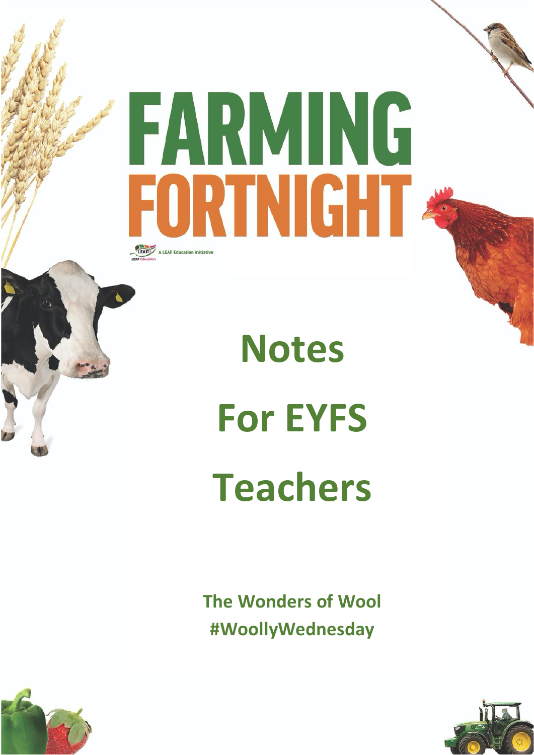# FARMING FORTNIGHT

A LEAF Education initiative

# Notes For EYFS Teachers

**The Wonders of Wool**
**#WoollyWednesday**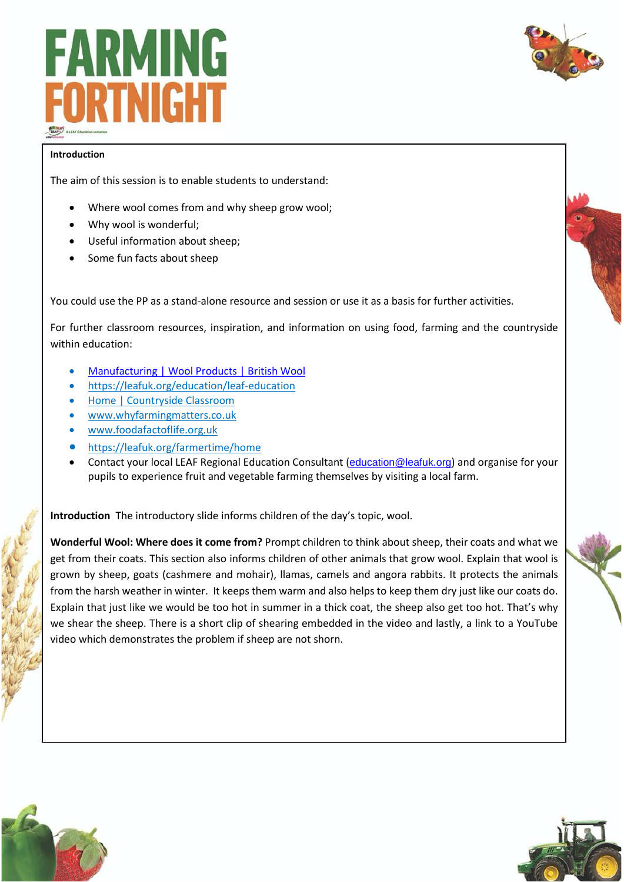# FARMING FORTNIGHT

**Introduction**

The aim of this session is to enable students to understand:

- Where wool comes from and why sheep grow wool;
- Why wool is wonderful;
- Useful information about sheep;
- Some fun facts about sheep

You could use the PP as a stand-alone resource and session or use it as a basis for further activities.

For further classroom resources, inspiration, and information on using food, farming and the countryside within education:

- Manufacturing | Wool Products | British Wool
- https://leafuk.org/education/leaf-education
- Home | Countryside Classroom
- www.whyfarmingmatters.co.uk
- www.foodafactoflife.org.uk
- https://leafuk.org/farmertime/home
- Contact your local LEAF Regional Education Consultant (education@leafuk.org) and organise for your pupils to experience fruit and vegetable farming themselves by visiting a local farm.

**Introduction** The introductory slide informs children of the day's topic, wool.

**Wonderful Wool: Where does it come from?** Prompt children to think about sheep, their coats and what we get from their coats. This section also informs children of other animals that grow wool. Explain that wool is grown by sheep, goats (cashmere and mohair), llamas, camels and angora rabbits. It protects the animals from the harsh weather in winter. It keeps them warm and also helps to keep them dry just like our coats do. Explain that just like we would be too hot in summer in a thick coat, the sheep also get too hot. That's why we shear the sheep. There is a short clip of shearing embedded in the video and lastly, a link to a YouTube video which demonstrates the problem if sheep are not shorn.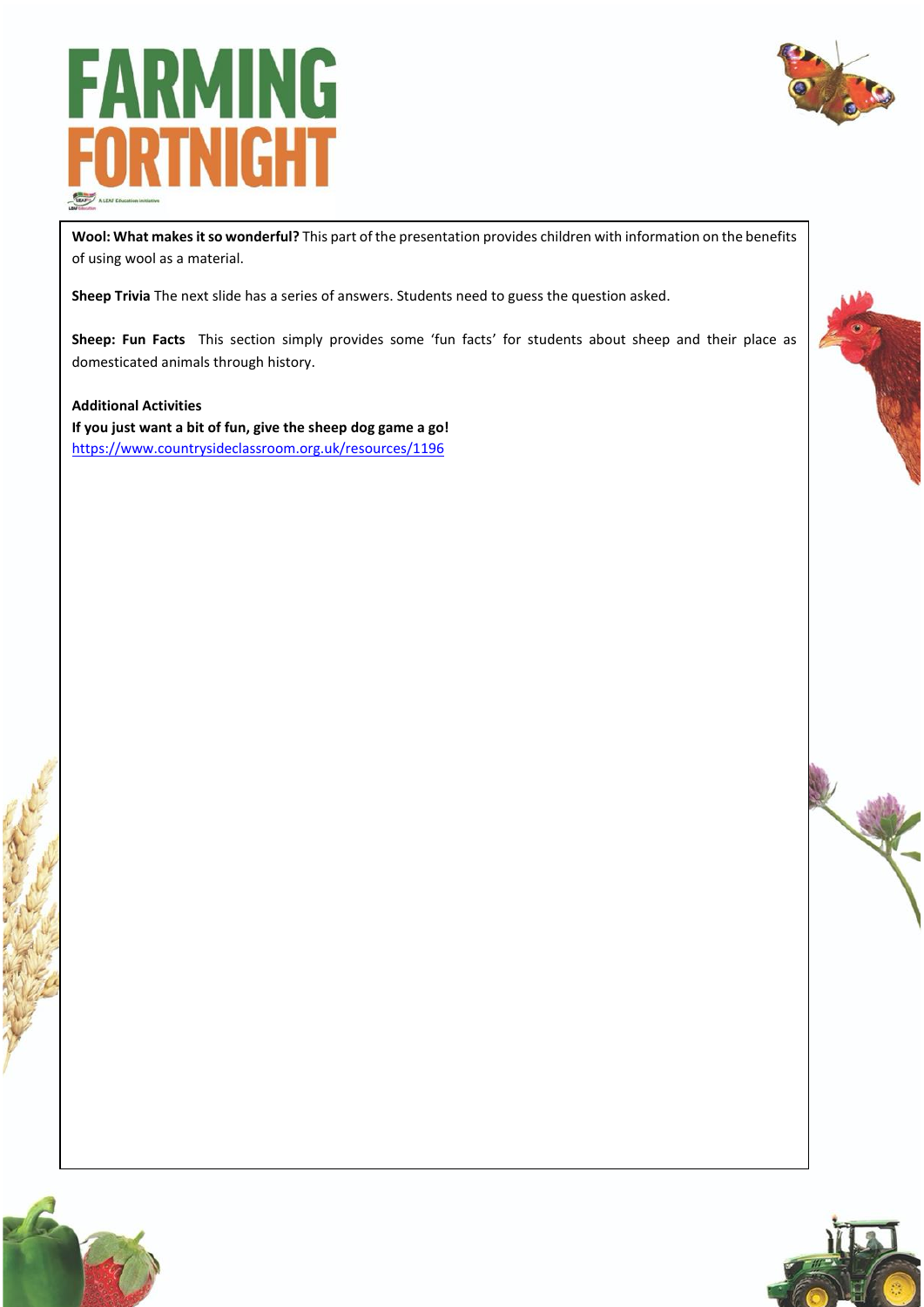**Wool: What makes it so wonderful?** This part of the presentation provides children with information on the benefits of using wool as a material.

**Sheep Trivia** The next slide has a series of answers. Students need to guess the question asked.

**Sheep: Fun Facts** This section simply provides some 'fun facts' for students about sheep and their place as domesticated animals through history.

**Additional Activities**

**If you just want a bit of fun, give the sheep dog game a go!**

https://www.countrysideclassroom.org.uk/resources/1196